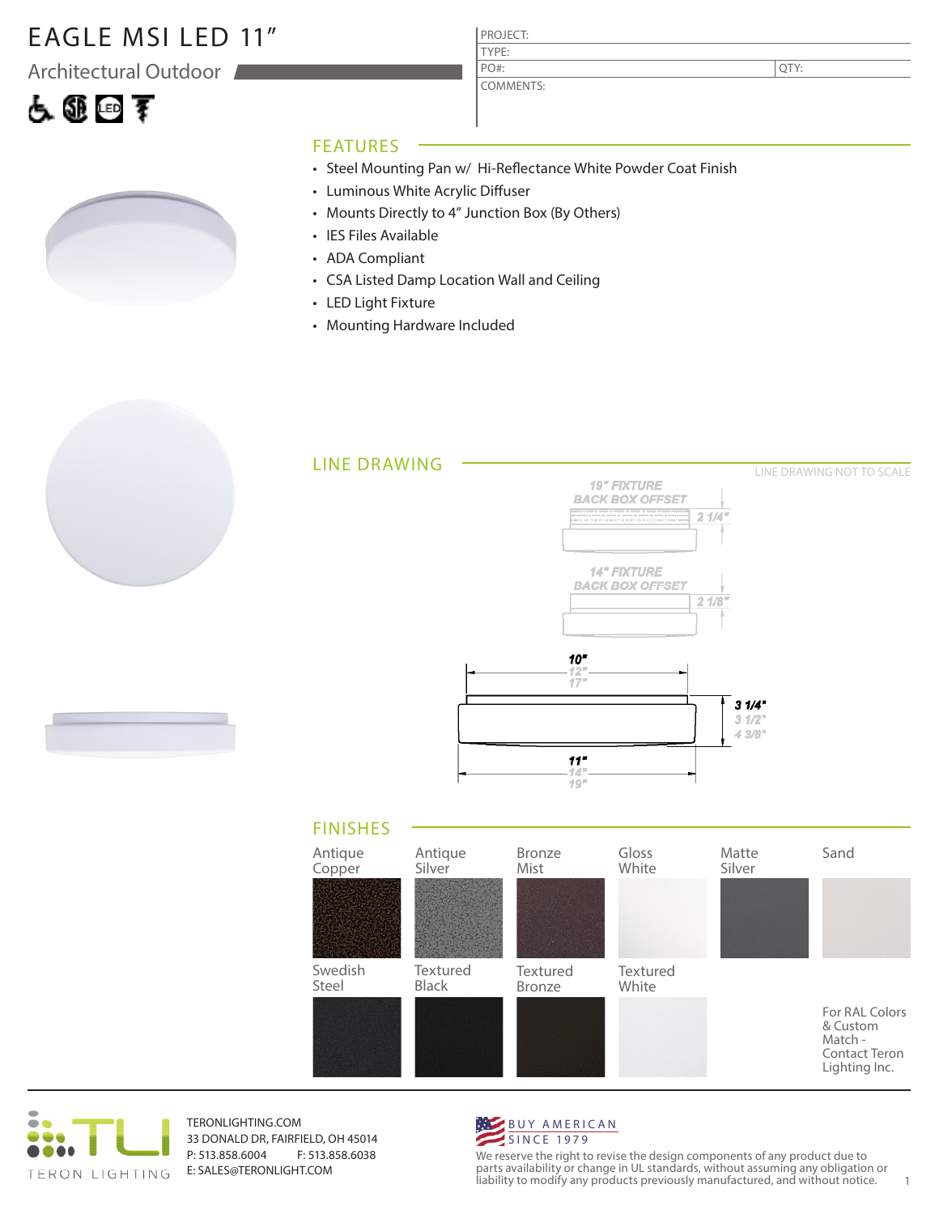# EAGLE MSI LED 11"

## Architectural Outdoor

| PROJECT: | |
|---|---|
| TYPE: | |
| PO#: | QTY: |
| COMMENTS: | |

## FEATURES

- Steel Mounting Pan w/ Hi-Reflectance White Powder Coat Finish
- Luminous White Acrylic Diffuser
- Mounts Directly to 4" Junction Box (By Others)
- IES Files Available
- ADA Compliant
- CSA Listed Damp Location Wall and Ceiling
- LED Light Fixture
- Mounting Hardware Included

## LINE DRAWING

LINE DRAWING NOT TO SCALE

19" FIXTURE BACK BOX OFFSET 2 1/4"

14" FIXTURE BACK BOX OFFSET 2 1/8"

10" / 12" / 17"

3 1/4" / 3 1/2" / 4 3/8"

11" / 14" / 19"

## FINISHES

| Antique Copper | Antique Silver | Bronze Mist | Gloss White | Matte Silver | Sand |
|---|---|---|---|---|---|
| Swedish Steel | Textured Black | Textured Bronze | Textured White | | For RAL Colors & Custom Match - Contact Teron Lighting Inc. |

TERON LIGHTING

TERONLIGHTING.COM
33 DONALD DR, FAIRFIELD, OH 45014
P: 513.858.6004 F: 513.858.6038
E: SALES@TERONLIGHT.COM

BUY AMERICAN
SINCE 1979

We reserve the right to revise the design components of any product due to parts availability or change in UL standards, without assuming any obligation or liability to modify any products previously manufactured, and without notice.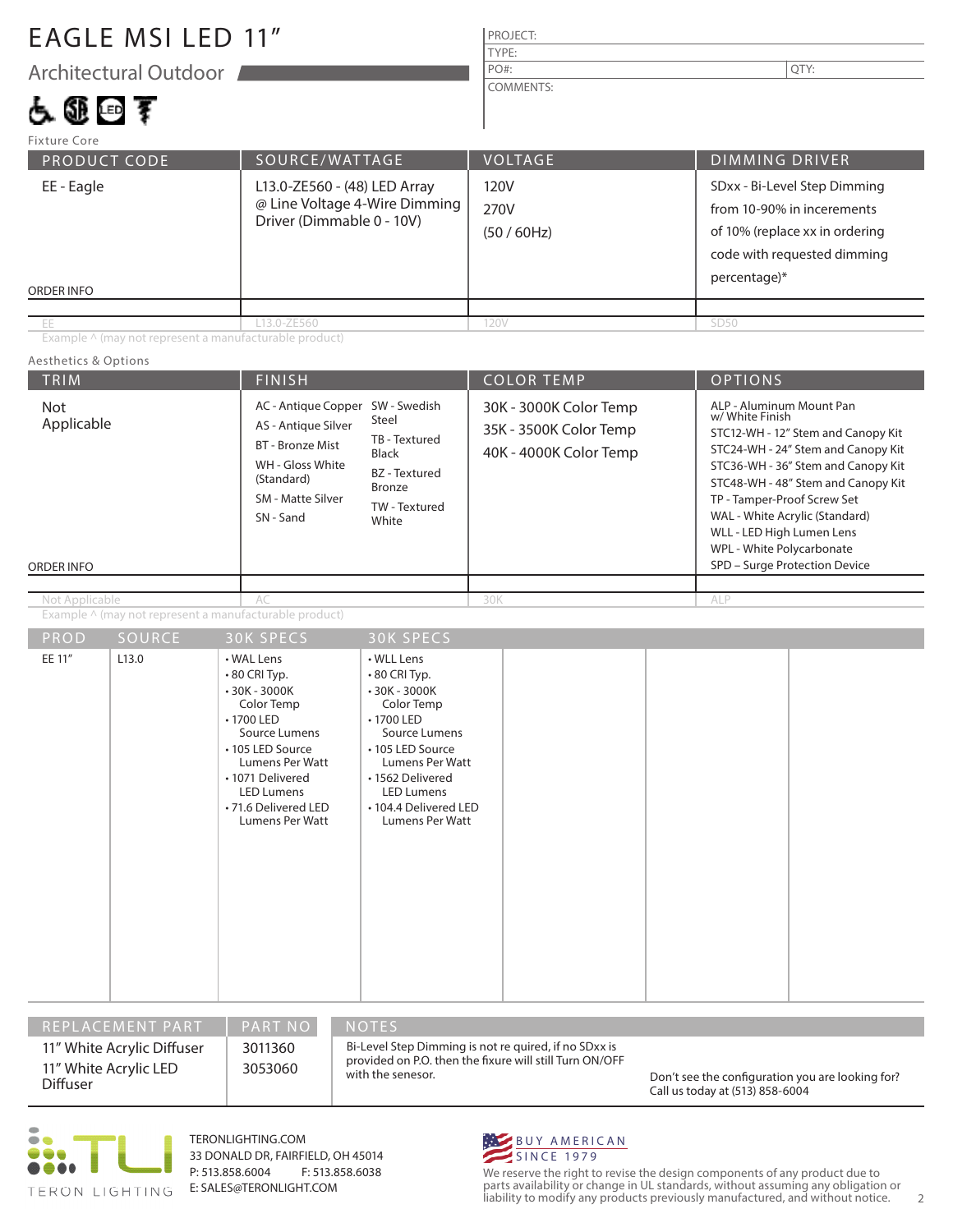# EAGLE MSI LED 11”

## Architectural Outdoor

| PROJECT: | |
|---|---|
| TYPE: | |
| PO#: | QTY: |
| COMMENTS: | |

Fixture Core

| PRODUCT CODE | SOURCE/WATTAGE | VOLTAGE | DIMMING DRIVER |
|---|---|---|---|
| EE - Eagle | L13.0-ZE560 - (48) LED Array @ Line Voltage 4-Wire Dimming Driver (Dimmable 0 - 10V) | 120V<br>270V<br>(50 / 60Hz) | SDxx - Bi-Level Step Dimming from 10-90% in increments of 10% (replace xx in ordering code with requested dimming percentage)* |
| ORDER INFO | | | |
| EE | L13.0-ZE560 | 120V | SD50 |

Example ^ (may not represent a manufacturable product)

Aesthetics & Options

| TRIM | FINISH | COLOR TEMP | OPTIONS |
|---|---|---|---|
| Not Applicable | AC - Antique Copper<br>AS - Antique Silver<br>BT - Bronze Mist<br>WH - Gloss White (Standard)<br>SM - Matte Silver<br>SN - Sand<br>SW - Swedish Steel<br>TB - Textured Black<br>BZ - Textured Bronze<br>TW - Textured White | 30K - 3000K Color Temp<br>35K - 3500K Color Temp<br>40K - 4000K Color Temp | ALP - Aluminum Mount Pan w/ White Finish<br>STC12-WH - 12” Stem and Canopy Kit<br>STC24-WH - 24” Stem and Canopy Kit<br>STC36-WH - 36” Stem and Canopy Kit<br>STC48-WH - 48” Stem and Canopy Kit<br>TP - Tamper-Proof Screw Set<br>WAL - White Acrylic (Standard)<br>WLL - LED High Lumen Lens<br>WPL - White Polycarbonate<br>SPD – Surge Protection Device |
| ORDER INFO | | | |
| Not Applicable | AC | 30K | ALP |

Example ^ (may not represent a manufacturable product)

| PROD | SOURCE | 30K SPECS | 30K SPECS |
|---|---|---|---|
| EE 11” | L13.0 | • WAL Lens<br>• 80 CRI Typ.<br>• 30K - 3000K Color Temp<br>• 1700 LED Source Lumens<br>• 105 LED Source Lumens Per Watt<br>• 1071 Delivered LED Lumens<br>• 71.6 Delivered LED Lumens Per Watt | • WLL Lens<br>• 80 CRI Typ.<br>• 30K - 3000K Color Temp<br>• 1700 LED Source Lumens<br>• 105 LED Source Lumens Per Watt<br>• 1562 Delivered LED Lumens<br>• 104.4 Delivered LED Lumens Per Watt |

| REPLACEMENT PART | PART NO |
|---|---|
| 11” White Acrylic Diffuser | 3011360 |
| 11” White Acrylic LED Diffuser | 3053060 |

**NOTES**

Bi-Level Step Dimming is not re quired, if no SDxx is provided on P.O. then the fixure will still Turn ON/OFF with the senesor.

Don’t see the configuration you are looking for? Call us today at (513) 858-6004

TERON LIGHTING

TERONLIGHTING.COM
33 DONALD DR, FAIRFIELD, OH 45014
P: 513.858.6004 F: 513.858.6038
E: SALES@TERONLIGHT.COM

BUY AMERICAN SINCE 1979

We reserve the right to revise the design components of any product due to parts availability or change in UL standards, without assuming any obligation or liability to modify any products previously manufactured, and without notice.